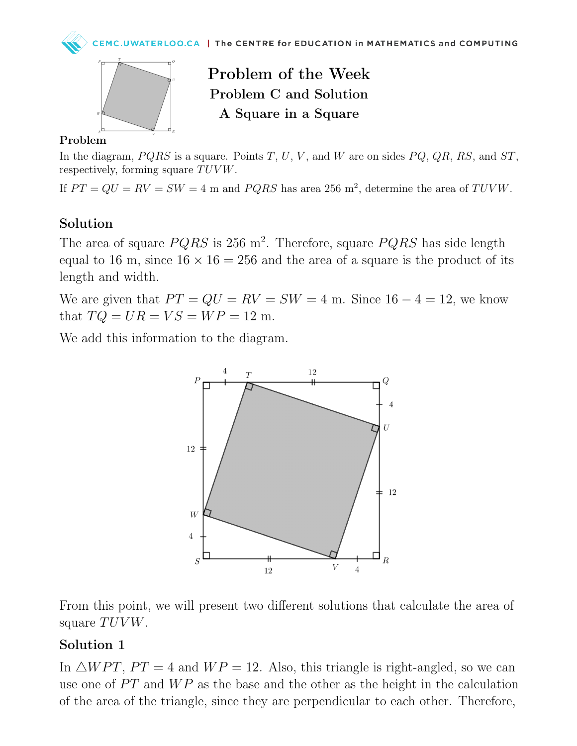# Problem of the Week

## Problem C and Solution

## A Square in a Square

### Problem

In the diagram, $PQRS$ is a square. Points $T$, $U$, $V$, and $W$ are on sides $PQ$, $QR$, $RS$, and $ST$, respectively, forming square $TUVW$.

If $PT = QU = RV = SW = 4$ m and $PQRS$ has area 256 m$^2$, determine the area of $TUVW$.

### Solution

The area of square $PQRS$ is 256 m$^2$. Therefore, square $PQRS$ has side length equal to 16 m, since $16 \times 16 = 256$ and the area of a square is the product of its length and width.

We are given that $PT = QU = RV = SW = 4$ m. Since $16 - 4 = 12$, we know that $TQ = UR = VS = WP = 12$ m.

We add this information to the diagram.

From this point, we will present two different solutions that calculate the area of square $TUVW$.

### Solution 1

In $\triangle WPT$, $PT = 4$ and $WP = 12$. Also, this triangle is right-angled, so we can use one of $PT$ and $WP$ as the base and the other as the height in the calculation of the area of the triangle, since they are perpendicular to each other. Therefore,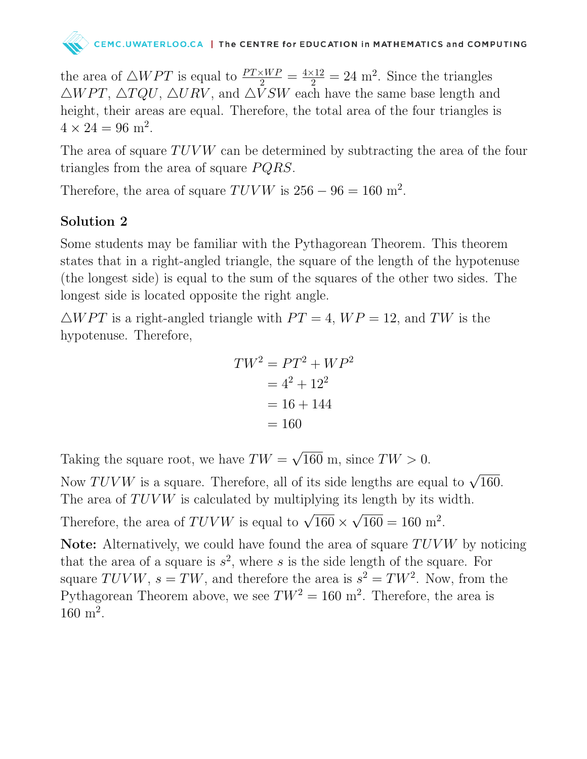the area of $\triangle WPT$ is equal to $\frac{PT \times WP}{2} = \frac{4 \times 12}{2} = 24 \text{ m}^2$. Since the triangles $\triangle WPT$, $\triangle TQU$, $\triangle URV$, and $\triangle VSW$ each have the same base length and height, their areas are equal. Therefore, the total area of the four triangles is $4 \times 24 = 96 \text{ m}^2$.

The area of square $TUVW$ can be determined by subtracting the area of the four triangles from the area of square $PQRS$.

Therefore, the area of square $TUVW$ is $256 - 96 = 160 \text{ m}^2$.

### Solution 2

Some students may be familiar with the Pythagorean Theorem. This theorem states that in a right-angled triangle, the square of the length of the hypotenuse (the longest side) is equal to the sum of the squares of the other two sides. The longest side is located opposite the right angle.

$\triangle WPT$ is a right-angled triangle with $PT = 4$, $WP = 12$, and $TW$ is the hypotenuse. Therefore,

$$
\begin{aligned}
TW^2 &= PT^2 + WP^2 \\
&= 4^2 + 12^2 \\
&= 16 + 144 \\
&= 160
\end{aligned}
$$

Taking the square root, we have $TW = \sqrt{160}$ m, since $TW > 0$.

Now $TUVW$ is a square. Therefore, all of its side lengths are equal to $\sqrt{160}$. The area of $TUVW$ is calculated by multiplying its length by its width.

Therefore, the area of $TUVW$ is equal to $\sqrt{160} \times \sqrt{160} = 160 \text{ m}^2$.

**Note:** Alternatively, we could have found the area of square $TUVW$ by noticing that the area of a square is $s^2$, where $s$ is the side length of the square. For square $TUVW$, $s = TW$, and therefore the area is $s^2 = TW^2$. Now, from the Pythagorean Theorem above, we see $TW^2 = 160 \text{ m}^2$. Therefore, the area is $160 \text{ m}^2$.